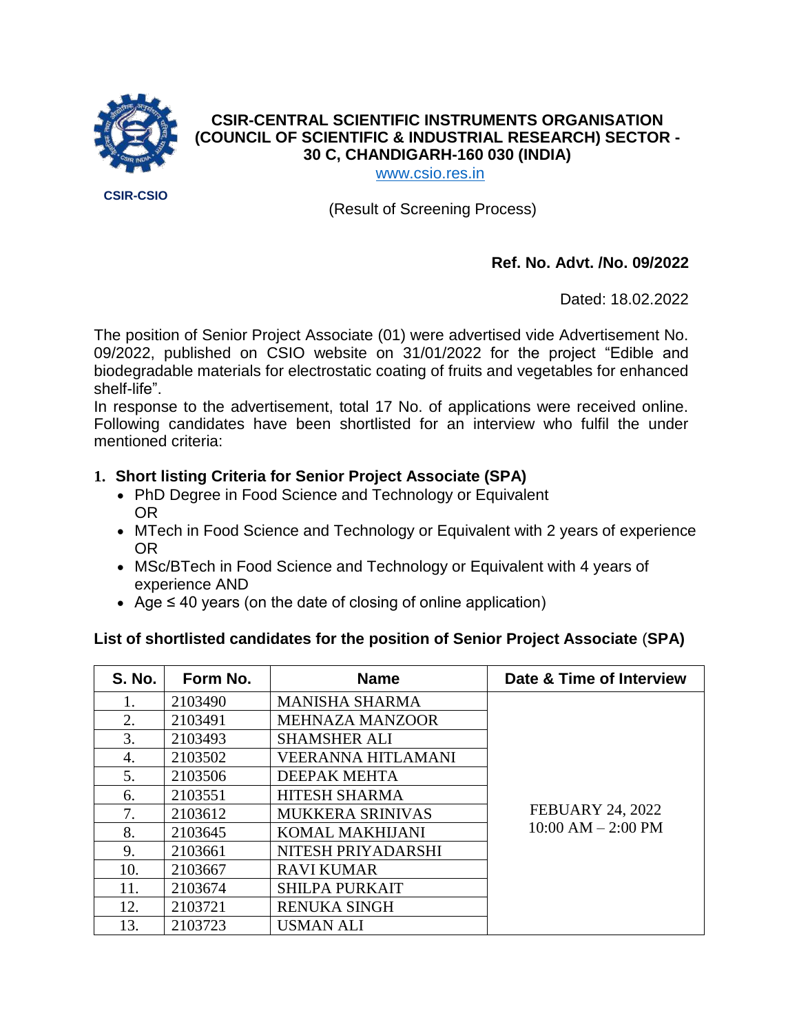CSIR-CSIO

# CSIR-CENTRAL SCIENTIFIC INSTRUMENTS ORGANISATION (COUNCIL OF SCIENTIFIC & INDUSTRIAL RESEARCH) SECTOR - 30 C, CHANDIGARH-160 030 (INDIA)

www.csio.res.in

(Result of Screening Process)

**Ref. No. Advt. /No. 09/2022**

Dated: 18.02.2022

The position of Senior Project Associate (01) were advertised vide Advertisement No. 09/2022, published on CSIO website on 31/01/2022 for the project "Edible and biodegradable materials for electrostatic coating of fruits and vegetables for enhanced shelf-life".

In response to the advertisement, total 17 No. of applications were received online. Following candidates have been shortlisted for an interview who fulfil the under mentioned criteria:

**1. Short listing Criteria for Senior Project Associate (SPA)**

- PhD Degree in Food Science and Technology or Equivalent
  OR
- MTech in Food Science and Technology or Equivalent with 2 years of experience
  OR
- MSc/BTech in Food Science and Technology or Equivalent with 4 years of experience AND
- Age ≤ 40 years (on the date of closing of online application)

**List of shortlisted candidates for the position of Senior Project Associate (SPA)**

| S. No. | Form No. | Name | Date & Time of Interview |
|---|---|---|---|
| 1. | 2103490 | MANISHA SHARMA | FEBUARY 24, 2022<br>10:00 AM – 2:00 PM |
| 2. | 2103491 | MEHNAZA MANZOOR | |
| 3. | 2103493 | SHAMSHER ALI | |
| 4. | 2103502 | VEERANNA HITLAMANI | |
| 5. | 2103506 | DEEPAK MEHTA | |
| 6. | 2103551 | HITESH SHARMA | |
| 7. | 2103612 | MUKKERA SRINIVAS | |
| 8. | 2103645 | KOMAL MAKHIJANI | |
| 9. | 2103661 | NITESH PRIYADARSHI | |
| 10. | 2103667 | RAVI KUMAR | |
| 11. | 2103674 | SHILPA PURKAIT | |
| 12. | 2103721 | RENUKA SINGH | |
| 13. | 2103723 | USMAN ALI | |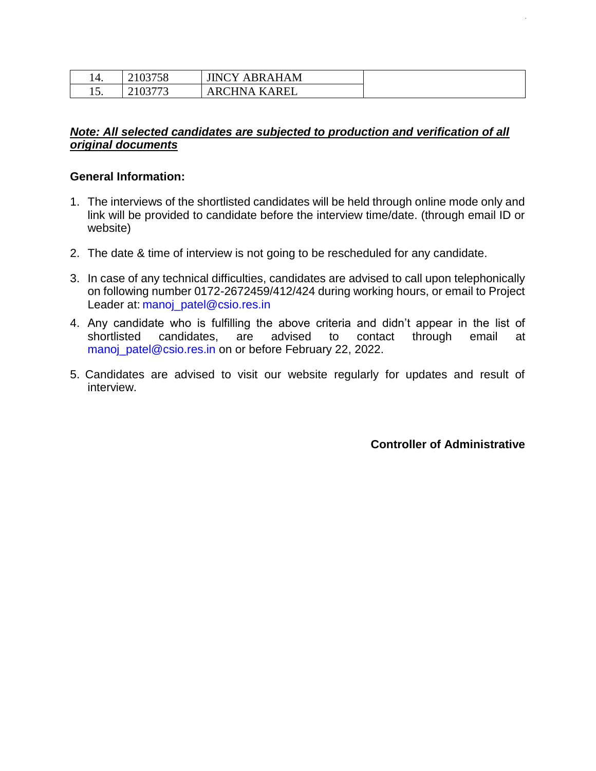| | | | |
|---|---|---|---|
| 14. | 2103758 | JINCY ABRAHAM | |
| 15. | 2103773 | ARCHNA KAREL | |

***Note: All selected candidates are subjected to production and verification of all original documents***

**General Information:**

1. The interviews of the shortlisted candidates will be held through online mode only and link will be provided to candidate before the interview time/date. (through email ID or website)

2. The date & time of interview is not going to be rescheduled for any candidate.

3. In case of any technical difficulties, candidates are advised to call upon telephonically on following number 0172-2672459/412/424 during working hours, or email to Project Leader at: manoj_patel@csio.res.in

4. Any candidate who is fulfilling the above criteria and didn't appear in the list of shortlisted candidates, are advised to contact through email at manoj_patel@csio.res.in on or before February 22, 2022.

5. Candidates are advised to visit our website regularly for updates and result of interview.

**Controller of Administrative**